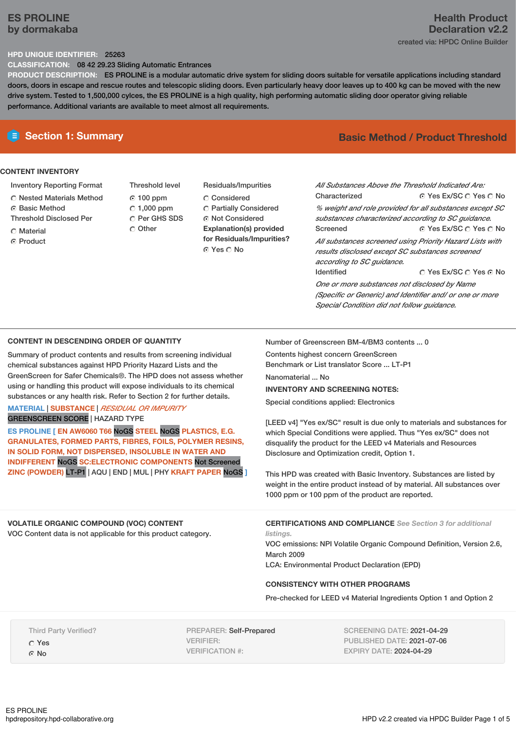# ES PROLINE
by dormakaba

## Health Product Declaration v2.2

created via: HPDC Online Builder

**HPD UNIQUE IDENTIFIER:** 25263

**CLASSIFICATION:** 08 42 29.23 Sliding Automatic Entrances

**PRODUCT DESCRIPTION:** ES PROLINE is a modular automatic drive system for sliding doors suitable for versatile applications including standard doors, doors in escape and rescue routes and telescopic sliding doors. Even particularly heavy door leaves up to 400 kg can be moved with the new drive system. Tested to 1,500,000 cylces, the ES PROLINE is a high quality, high performing automatic sliding door operator giving reliable performance. Additional variants are available to meet almost all requirements.

## Section 1: Summary

**Basic Method / Product Threshold**

### CONTENT INVENTORY

**Inventory Reporting Format**
- ○ Nested Materials Method
- ◉ Basic Method

**Threshold Disclosed Per**
- ○ Material
- ◉ Product

**Threshold level**
- ◉ 100 ppm
- ○ 1,000 ppm
- ○ Per GHS SDS
- ○ Other

**Residuals/Impurities**
- ○ Considered
- ○ Partially Considered
- ◉ Not Considered

**Explanation(s) provided for Residuals/Impurities?**
◉ Yes ○ No

*All Substances Above the Threshold Indicated Are:*

Characterized ◉ Yes Ex/SC ○ Yes ○ No

*% weight and role provided for all substances except SC substances characterized according to SC guidance.*

Screened ◉ Yes Ex/SC ○ Yes ○ No

*All substances screened using Priority Hazard Lists with results disclosed except SC substances screened according to SC guidance.*

Identified ○ Yes Ex/SC ○ Yes ◉ No

*One or more substances not disclosed by Name (Specific or Generic) and Identifier and/ or one or more Special Condition did not follow guidance.*

### CONTENT IN DESCENDING ORDER OF QUANTITY

Summary of product contents and results from screening individual chemical substances against HPD Priority Hazard Lists and the GreenScreen for Safer Chemicals®. The HPD does not assess whether using or handling this product will expose individuals to its chemical substances or any health risk. Refer to Section 2 for further details.

MATERIAL | SUBSTANCE | *RESIDUAL OR IMPURITY*
GREENSCREEN SCORE | HAZARD TYPE

ES PROLINE [ EN AW6060 T66 NoGS STEEL NoGS PLASTICS, E.G. GRANULATES, FORMED PARTS, FIBRES, FOILS, POLYMER RESINS, IN SOLID FORM, NOT DISPERSED, INSOLUBLE IN WATER AND INDIFFERENT NoGS SC:ELECTRONIC COMPONENTS Not Screened ZINC (POWDER) LT-P1 | AQU | END | MUL | PHY KRAFT PAPER NoGS ]

Number of Greenscreen BM-4/BM3 contents ... 0

Contents highest concern GreenScreen Benchmark or List translator Score ... LT-P1

Nanomaterial ... No

**INVENTORY AND SCREENING NOTES:**

Special conditions applied: Electronics

[LEED v4] "Yes ex/SC" result is due only to materials and substances for which Special Conditions were applied. Thus "Yes ex/SC" does not disqualify the product for the LEED v4 Materials and Resources Disclosure and Optimization credit, Option 1.

This HPD was created with Basic Inventory. Substances are listed by weight in the entire product instead of by material. All substances over 1000 ppm or 100 ppm of the product are reported.

### VOLATILE ORGANIC COMPOUND (VOC) CONTENT

VOC Content data is not applicable for this product category.

### CERTIFICATIONS AND COMPLIANCE *See Section 3 for additional listings.*

VOC emissions: NPI Volatile Organic Compound Definition, Version 2.6, March 2009

LCA: Environmental Product Declaration (EPD)

### CONSISTENCY WITH OTHER PROGRAMS

Pre-checked for LEED v4 Material Ingredients Option 1 and Option 2

Third Party Verified?
- ○ Yes
- ◉ No

PREPARER: Self-Prepared
VERIFIER:
VERIFICATION #:

SCREENING DATE: 2021-04-29
PUBLISHED DATE: 2021-07-06
EXPIRY DATE: 2024-04-29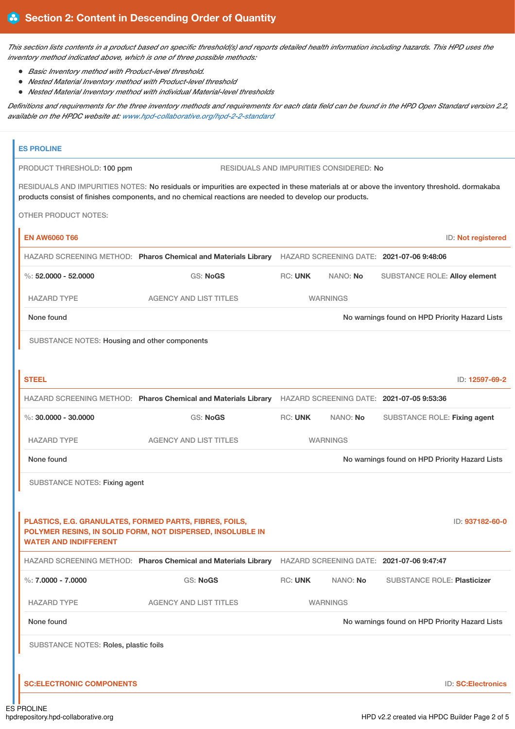## Section 2: Content in Descending Order of Quantity

*This section lists contents in a product based on specific threshold(s) and reports detailed health information including hazards. This HPD uses the inventory method indicated above, which is one of three possible methods:*

- *Basic Inventory method with Product-level threshold.*
- *Nested Material Inventory method with Product-level threshold*
- *Nested Material Inventory method with individual Material-level thresholds*

*Definitions and requirements for the three inventory methods and requirements for each data field can be found in the HPD Open Standard version 2.2, available on the HPDC website at: www.hpd-collaborative.org/hpd-2-2-standard*

### ES PROLINE

PRODUCT THRESHOLD: 100 ppm    RESIDUALS AND IMPURITIES CONSIDERED: No

RESIDUALS AND IMPURITIES NOTES: No residuals or impurities are expected in these materials at or above the inventory threshold. dormakaba products consist of finishes components, and no chemical reactions are needed to develop our products.

OTHER PRODUCT NOTES:

#### EN AW6060 T66

ID: Not registered

HAZARD SCREENING METHOD: **Pharos Chemical and Materials Library**    HAZARD SCREENING DATE: **2021-07-06 9:48:06**

%: **52.0000 - 52.0000**    GS: **NoGS**    RC: **UNK**    NANO: **No**    SUBSTANCE ROLE: **Alloy element**

| HAZARD TYPE | AGENCY AND LIST TITLES | WARNINGS |
|---|---|---|
| None found | | No warnings found on HPD Priority Hazard Lists |

SUBSTANCE NOTES: Housing and other components

#### STEEL

ID: 12597-69-2

HAZARD SCREENING METHOD: **Pharos Chemical and Materials Library**    HAZARD SCREENING DATE: **2021-07-05 9:53:36**

%: **30.0000 - 30.0000**    GS: **NoGS**    RC: **UNK**    NANO: **No**    SUBSTANCE ROLE: **Fixing agent**

| HAZARD TYPE | AGENCY AND LIST TITLES | WARNINGS |
|---|---|---|
| None found | | No warnings found on HPD Priority Hazard Lists |

SUBSTANCE NOTES: Fixing agent

#### PLASTICS, E.G. GRANULATES, FORMED PARTS, FIBRES, FOILS, POLYMER RESINS, IN SOLID FORM, NOT DISPERSED, INSOLUBLE IN WATER AND INDIFFERENT

ID: 937182-60-0

HAZARD SCREENING METHOD: **Pharos Chemical and Materials Library**    HAZARD SCREENING DATE: **2021-07-06 9:47:47**

%: **7.0000 - 7.0000**    GS: **NoGS**    RC: **UNK**    NANO: **No**    SUBSTANCE ROLE: **Plasticizer**

| HAZARD TYPE | AGENCY AND LIST TITLES | WARNINGS |
|---|---|---|
| None found | | No warnings found on HPD Priority Hazard Lists |

SUBSTANCE NOTES: Roles, plastic foils

#### SC:ELECTRONIC COMPONENTS

ID: SC:Electronics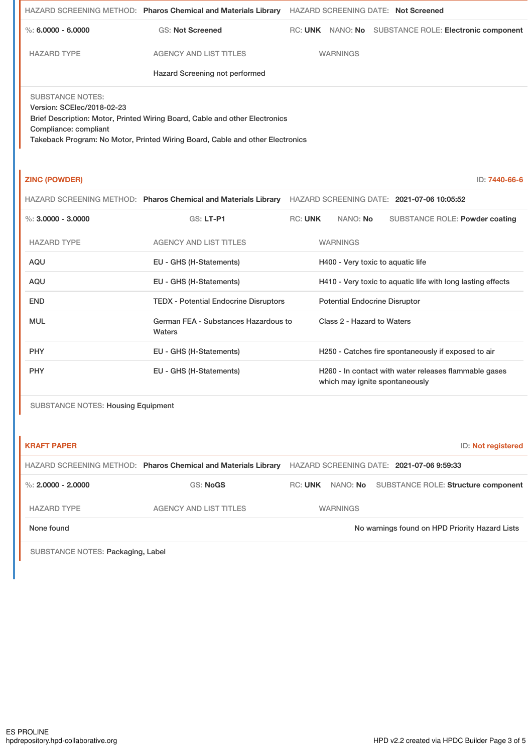HAZARD SCREENING METHOD: **Pharos Chemical and Materials Library** HAZARD SCREENING DATE: **Not Screened**

%: **6.0000 - 6.0000** GS: **Not Screened** RC: **UNK** NANO: **No** SUBSTANCE ROLE: **Electronic component**

| HAZARD TYPE | AGENCY AND LIST TITLES | WARNINGS |
|---|---|---|
| | Hazard Screening not performed | |

SUBSTANCE NOTES:
Version: SCElec/2018-02-23
Brief Description: Motor, Printed Wiring Board, Cable and other Electronics
Compliance: compliant
Takeback Program: No Motor, Printed Wiring Board, Cable and other Electronics

## ZINC (POWDER)

ID: **7440-66-6**

HAZARD SCREENING METHOD: **Pharos Chemical and Materials Library** HAZARD SCREENING DATE: **2021-07-06 10:05:52**

%: **3.0000 - 3.0000** GS: **LT-P1** RC: **UNK** NANO: **No** SUBSTANCE ROLE: **Powder coating**

| HAZARD TYPE | AGENCY AND LIST TITLES | WARNINGS |
|---|---|---|
| AQU | EU - GHS (H-Statements) | H400 - Very toxic to aquatic life |
| AQU | EU - GHS (H-Statements) | H410 - Very toxic to aquatic life with long lasting effects |
| END | TEDX - Potential Endocrine Disruptors | Potential Endocrine Disruptor |
| MUL | German FEA - Substances Hazardous to Waters | Class 2 - Hazard to Waters |
| PHY | EU - GHS (H-Statements) | H250 - Catches fire spontaneously if exposed to air |
| PHY | EU - GHS (H-Statements) | H260 - In contact with water releases flammable gases which may ignite spontaneously |

SUBSTANCE NOTES: Housing Equipment

## KRAFT PAPER

ID: **Not registered**

HAZARD SCREENING METHOD: **Pharos Chemical and Materials Library** HAZARD SCREENING DATE: **2021-07-06 9:59:33**

%: **2.0000 - 2.0000** GS: **NoGS** RC: **UNK** NANO: **No** SUBSTANCE ROLE: **Structure component**

| HAZARD TYPE | AGENCY AND LIST TITLES | WARNINGS |
|---|---|---|
| None found | | No warnings found on HPD Priority Hazard Lists |

SUBSTANCE NOTES: Packaging, Label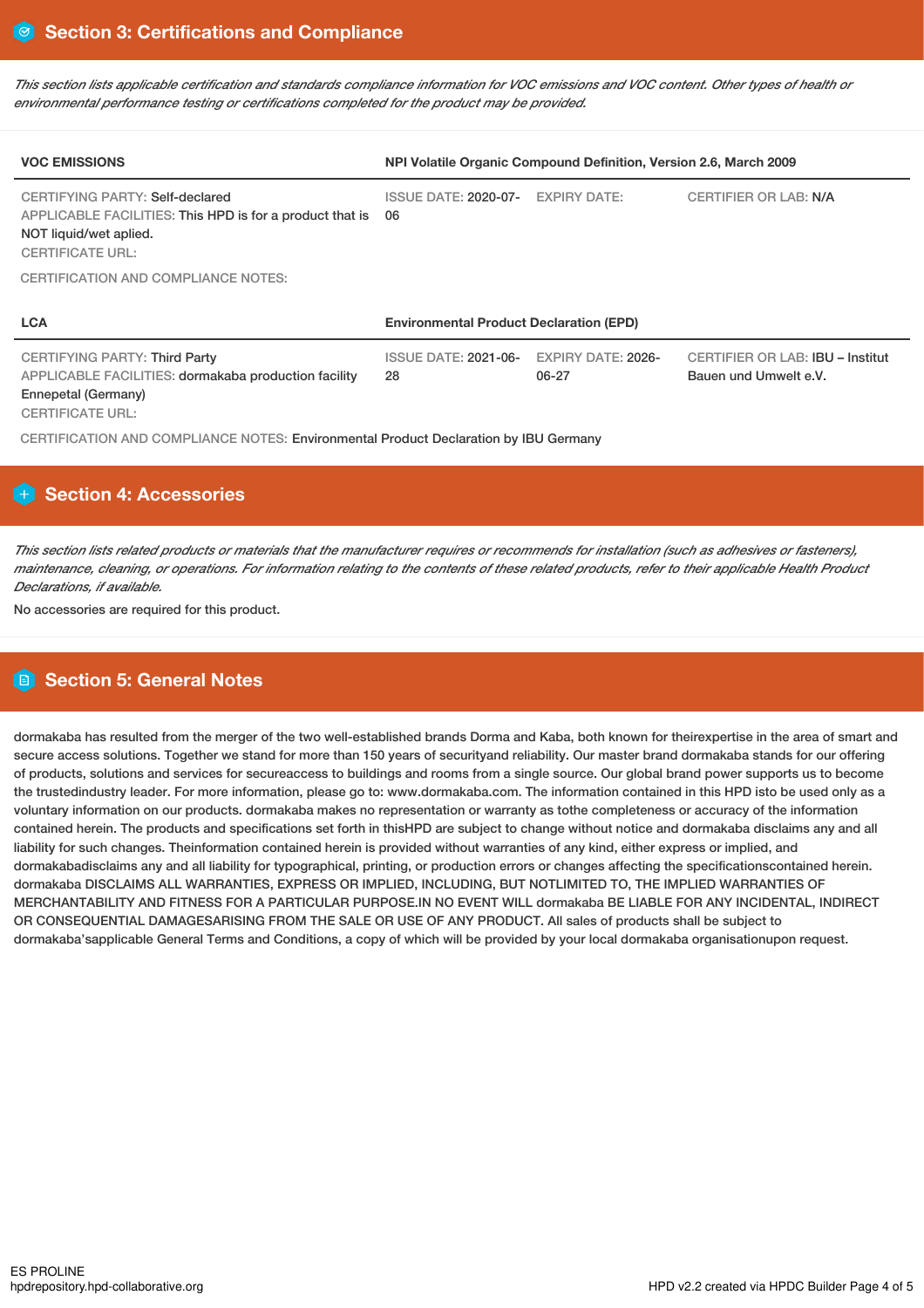## Section 3: Certifications and Compliance

*This section lists applicable certification and standards compliance information for VOC emissions and VOC content. Other types of health or environmental performance testing or certifications completed for the product may be provided.*

| VOC EMISSIONS | NPI Volatile Organic Compound Definition, Version 2.6, March 2009 | | |
|---|---|---|---|
| CERTIFYING PARTY: Self-declared<br>APPLICABLE FACILITIES: This HPD is for a product that is NOT liquid/wet aplied.<br>CERTIFICATE URL: | ISSUE DATE: 2020-07-06 | EXPIRY DATE: | CERTIFIER OR LAB: N/A |

CERTIFICATION AND COMPLIANCE NOTES:

| LCA | Environmental Product Declaration (EPD) | | |
|---|---|---|---|
| CERTIFYING PARTY: Third Party<br>APPLICABLE FACILITIES: dormakaba production facility Ennepetal (Germany)<br>CERTIFICATE URL: | ISSUE DATE: 2021-06-28 | EXPIRY DATE: 2026-06-27 | CERTIFIER OR LAB: IBU – Institut Bauen und Umwelt e.V. |

CERTIFICATION AND COMPLIANCE NOTES: Environmental Product Declaration by IBU Germany

## Section 4: Accessories

*This section lists related products or materials that the manufacturer requires or recommends for installation (such as adhesives or fasteners), maintenance, cleaning, or operations. For information relating to the contents of these related products, refer to their applicable Health Product Declarations, if available.*

No accessories are required for this product.

## Section 5: General Notes

dormakaba has resulted from the merger of the two well-established brands Dorma and Kaba, both known for theirexpertise in the area of smart and secure access solutions. Together we stand for more than 150 years of securityand reliability. Our master brand dormakaba stands for our offering of products, solutions and services for secureaccess to buildings and rooms from a single source. Our global brand power supports us to become the trustedindustry leader. For more information, please go to: www.dormakaba.com. The information contained in this HPD isto be used only as a voluntary information on our products. dormakaba makes no representation or warranty as tothe completeness or accuracy of the information contained herein. The products and specifications set forth in thisHPD are subject to change without notice and dormakaba disclaims any and all liability for such changes. Theinformation contained herein is provided without warranties of any kind, either express or implied, and dormakabadisclaims any and all liability for typographical, printing, or production errors or changes affecting the specificationscontained herein. dormakaba DISCLAIMS ALL WARRANTIES, EXPRESS OR IMPLIED, INCLUDING, BUT NOTLIMITED TO, THE IMPLIED WARRANTIES OF MERCHANTABILITY AND FITNESS FOR A PARTICULAR PURPOSE.IN NO EVENT WILL dormakaba BE LIABLE FOR ANY INCIDENTAL, INDIRECT OR CONSEQUENTIAL DAMAGESARISING FROM THE SALE OR USE OF ANY PRODUCT. All sales of products shall be subject to dormakaba'sapplicable General Terms and Conditions, a copy of which will be provided by your local dormakaba organisationupon request.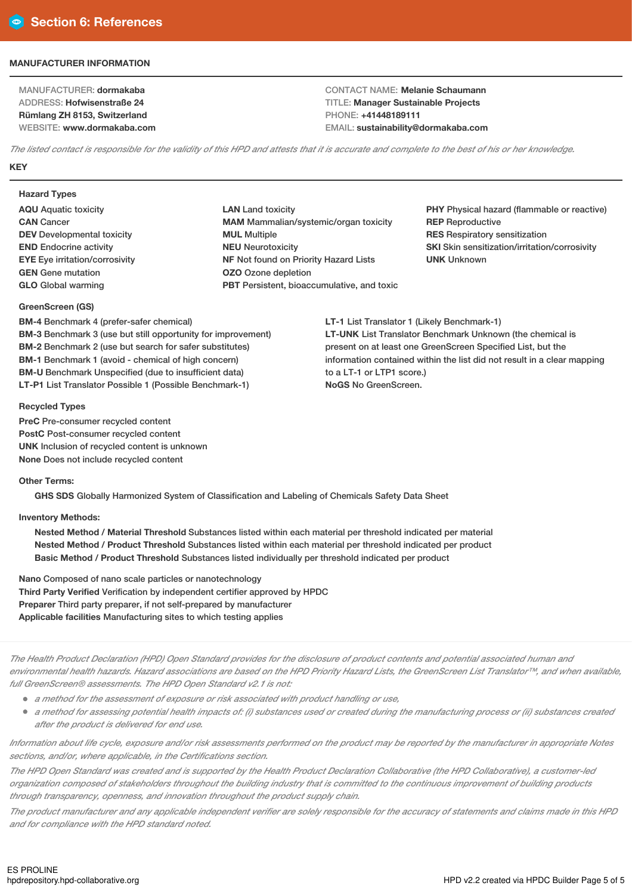## Section 6: References

### MANUFACTURER INFORMATION

MANUFACTURER: **dormakaba**
ADDRESS: **Hofwisenstraße 24**
**Rümlang ZH 8153, Switzerland**
WEBSITE: **www.dormakaba.com**

CONTACT NAME: **Melanie Schaumann**
TITLE: **Manager Sustainable Projects**
PHONE: **+41448189111**
EMAIL: **sustainability@dormakaba.com**

*The listed contact is responsible for the validity of this HPD and attests that it is accurate and complete to the best of his or her knowledge.*

### KEY

**Hazard Types**

**AQU** Aquatic toxicity
**CAN** Cancer
**DEV** Developmental toxicity
**END** Endocrine activity
**EYE** Eye irritation/corrosivity
**GEN** Gene mutation
**GLO** Global warming
**LAN** Land toxicity
**MAM** Mammalian/systemic/organ toxicity
**MUL** Multiple
**NEU** Neurotoxicity
**NF** Not found on Priority Hazard Lists
**OZO** Ozone depletion
**PBT** Persistent, bioaccumulative, and toxic
**PHY** Physical hazard (flammable or reactive)
**REP** Reproductive
**RES** Respiratory sensitization
**SKI** Skin sensitization/irritation/corrosivity
**UNK** Unknown

**GreenScreen (GS)**

**BM-4** Benchmark 4 (prefer-safer chemical)
**BM-3** Benchmark 3 (use but still opportunity for improvement)
**BM-2** Benchmark 2 (use but search for safer substitutes)
**BM-1** Benchmark 1 (avoid - chemical of high concern)
**BM-U** Benchmark Unspecified (due to insufficient data)
**LT-P1** List Translator Possible 1 (Possible Benchmark-1)
**LT-1** List Translator 1 (Likely Benchmark-1)
**LT-UNK** List Translator Benchmark Unknown (the chemical is present on at least one GreenScreen Specified List, but the information contained within the list did not result in a clear mapping to a LT-1 or LTP1 score.)
**NoGS** No GreenScreen.

**Recycled Types**

**PreC** Pre-consumer recycled content
**PostC** Post-consumer recycled content
**UNK** Inclusion of recycled content is unknown
**None** Does not include recycled content

**Other Terms:**

**GHS SDS** Globally Harmonized System of Classification and Labeling of Chemicals Safety Data Sheet

**Inventory Methods:**

**Nested Method / Material Threshold** Substances listed within each material per threshold indicated per material
**Nested Method / Product Threshold** Substances listed within each material per threshold indicated per product
**Basic Method / Product Threshold** Substances listed individually per threshold indicated per product

**Nano** Composed of nano scale particles or nanotechnology
**Third Party Verified** Verification by independent certifier approved by HPDC
**Preparer** Third party preparer, if not self-prepared by manufacturer
**Applicable facilities** Manufacturing sites to which testing applies

*The Health Product Declaration (HPD) Open Standard provides for the disclosure of product contents and potential associated human and environmental health hazards. Hazard associations are based on the HPD Priority Hazard Lists, the GreenScreen List Translator™, and when available, full GreenScreen® assessments. The HPD Open Standard v2.1 is not:*

- *a method for the assessment of exposure or risk associated with product handling or use,*
- *a method for assessing potential health impacts of: (i) substances used or created during the manufacturing process or (ii) substances created after the product is delivered for end use.*

*Information about life cycle, exposure and/or risk assessments performed on the product may be reported by the manufacturer in appropriate Notes sections, and/or, where applicable, in the Certifications section.*

*The HPD Open Standard was created and is supported by the Health Product Declaration Collaborative (the HPD Collaborative), a customer-led organization composed of stakeholders throughout the building industry that is committed to the continuous improvement of building products through transparency, openness, and innovation throughout the product supply chain.*

*The product manufacturer and any applicable independent verifier are solely responsible for the accuracy of statements and claims made in this HPD and for compliance with the HPD standard noted.*